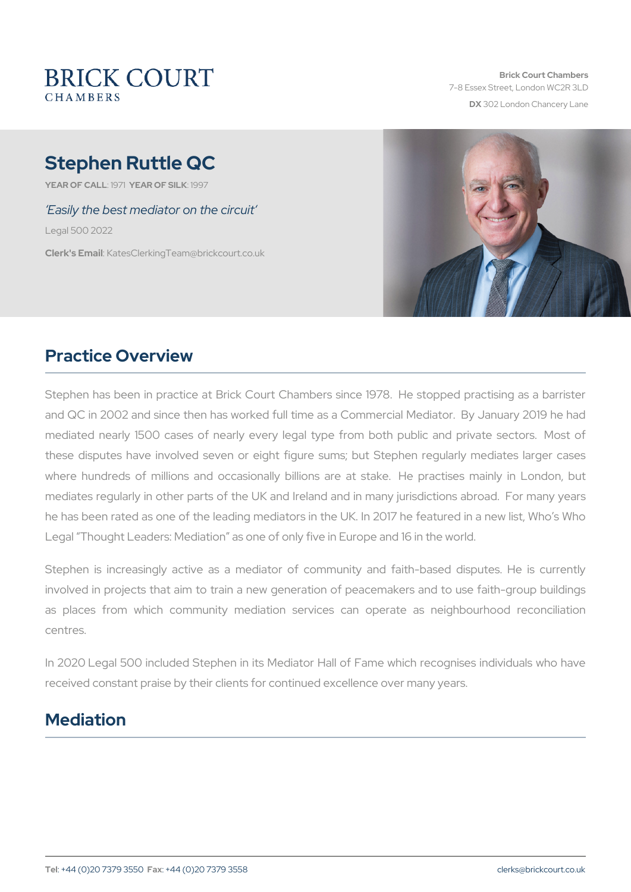BRICK COURT
CHAMBERS

Brick Court Chambers
7-8 Essex Street, London WC2R 3LD
**DX** 302 London Chancery Lane

# Stephen Ruttle QC

**YEAR OF CALL**: 1971 **YEAR OF SILK**: 1997

*'Easily the best mediator on the circuit'*

Legal 500 2022

**Clerk's Email**: KatesClerkingTeam@brickcourt.co.uk

## Practice Overview

Stephen has been in practice at Brick Court Chambers since 1978. He stopped practising as a barrister and QC in 2002 and since then has worked full time as a Commercial Mediator. By January 2019 he had mediated nearly 1500 cases of nearly every legal type from both public and private sectors. Most of these disputes have involved seven or eight figure sums; but Stephen regularly mediates larger cases where hundreds of millions and occasionally billions are at stake. He practises mainly in London, but mediates regularly in other parts of the UK and Ireland and in many jurisdictions abroad. For many years he has been rated as one of the leading mediators in the UK. In 2017 he featured in a new list, Who's Who Legal "Thought Leaders: Mediation" as one of only five in Europe and 16 in the world.

Stephen is increasingly active as a mediator of community and faith-based disputes. He is currently involved in projects that aim to train a new generation of peacemakers and to use faith-group buildings as places from which community mediation services can operate as neighbourhood reconciliation centres.

In 2020 Legal 500 included Stephen in its Mediator Hall of Fame which recognises individuals who have received constant praise by their clients for continued excellence over many years.

## Mediation

**Tel**: +44 (0)20 7379 3550 **Fax**: +44 (0)20 7379 3558 clerks@brickcourt.co.uk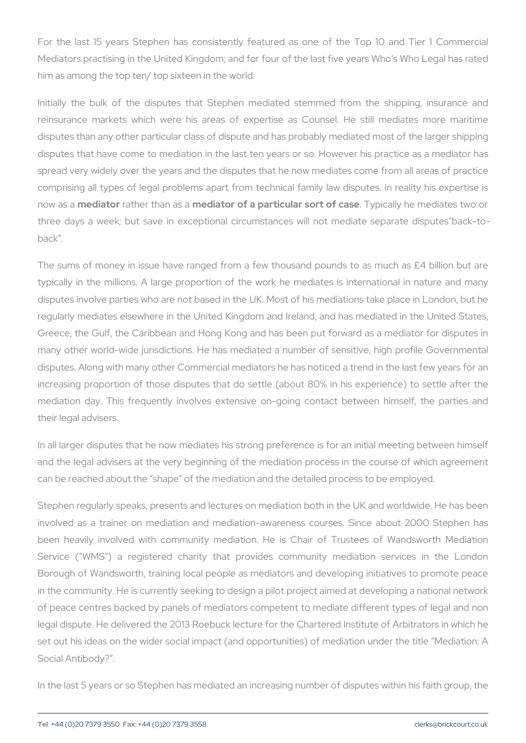For the last 15 years Stephen has consistently featured as one of the Top 10 and Tier 1 Commercial Mediators practising in the United Kingdom; and for four of the last five years Who's Who Legal has rated him as among the top ten/ top sixteen in the world.

Initially the bulk of the disputes that Stephen mediated stemmed from the shipping, insurance and reinsurance markets which were his areas of expertise as Counsel. He still mediates more maritime disputes than any other particular class of dispute and has probably mediated most of the larger shipping disputes that have come to mediation in the last ten years or so. However his practice as a mediator has spread very widely over the years and the disputes that he now mediates come from all areas of practice comprising all types of legal problems apart from technical family law disputes. In reality his expertise is now as a **mediator** rather than as a **mediator of a particular sort of case**. Typically he mediates two or three days a week; but save in exceptional circumstances will not mediate separate disputes"back-to-back".

The sums of money in issue have ranged from a few thousand pounds to as much as £4 billion but are typically in the millions. A large proportion of the work he mediates is international in nature and many disputes involve parties who are not based in the UK. Most of his mediations take place in London, but he regularly mediates elsewhere in the United Kingdom and Ireland, and has mediated in the United States, Greece, the Gulf, the Caribbean and Hong Kong and has been put forward as a mediator for disputes in many other world-wide jurisdictions. He has mediated a number of sensitive, high profile Governmental disputes. Along with many other Commercial mediators he has noticed a trend in the last few years for an increasing proportion of those disputes that do settle (about 80% in his experience) to settle after the mediation day. This frequently involves extensive on-going contact between himself, the parties and their legal advisers.

In all larger disputes that he now mediates his strong preference is for an initial meeting between himself and the legal advisers at the very beginning of the mediation process in the course of which agreement can be reached about the "shape" of the mediation and the detailed process to be employed.

Stephen regularly speaks, presents and lectures on mediation both in the UK and worldwide. He has been involved as a trainer on mediation and mediation-awareness courses. Since about 2000 Stephen has been heavily involved with community mediation. He is Chair of Trustees of Wandsworth Mediation Service ("WMS") a registered charity that provides community mediation services in the London Borough of Wandsworth, training local people as mediators and developing initiatives to promote peace in the community. He is currently seeking to design a pilot project aimed at developing a national network of peace centres backed by panels of mediators competent to mediate different types of legal and non legal dispute. He delivered the 2013 Roebuck lecture for the Chartered Institute of Arbitrators in which he set out his ideas on the wider social impact (and opportunities) of mediation under the title "Mediation: A Social Antibody?".

In the last 5 years or so Stephen has mediated an increasing number of disputes within his faith group, the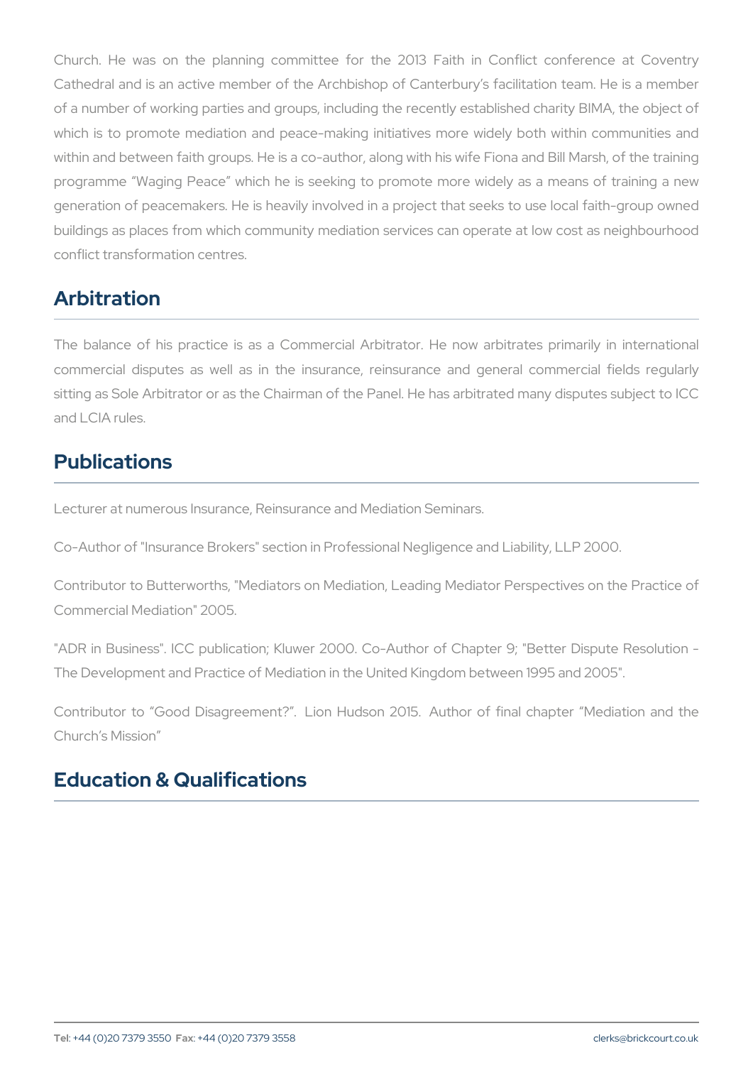Church. He was on the planning committee for the 2013 Faith in Conflict conference at Coventry Cathedral and is an active member of the Archbishop of Canterbury's facilitation team. He is a member of a number of working parties and groups, including the recently established charity BIMA, the object of which is to promote mediation and peace-making initiatives more widely both within communities and within and between faith groups. He is a co-author, along with his wife Fiona and Bill Marsh, of the training programme "Waging Peace" which he is seeking to promote more widely as a means of training a new generation of peacemakers. He is heavily involved in a project that seeks to use local faith-group owned buildings as places from which community mediation services can operate at low cost as neighbourhood conflict transformation centres.

## Arbitration

The balance of his practice is as a Commercial Arbitrator. He now arbitrates primarily in international commercial disputes as well as in the insurance, reinsurance and general commercial fields regularly sitting as Sole Arbitrator or as the Chairman of the Panel. He has arbitrated many disputes subject to ICC and LCIA rules.

## Publications

Lecturer at numerous Insurance, Reinsurance and Mediation Seminars.

Co-Author of "Insurance Brokers" section in Professional Negligence and Liability, LLP 2000.

Contributor to Butterworths, "Mediators on Mediation, Leading Mediator Perspectives on the Practice of Commercial Mediation" 2005.

"ADR in Business". ICC publication; Kluwer 2000. Co-Author of Chapter 9; "Better Dispute Resolution - The Development and Practice of Mediation in the United Kingdom between 1995 and 2005".

Contributor to "Good Disagreement?". Lion Hudson 2015. Author of final chapter "Mediation and the Church's Mission"

## Education & Qualifications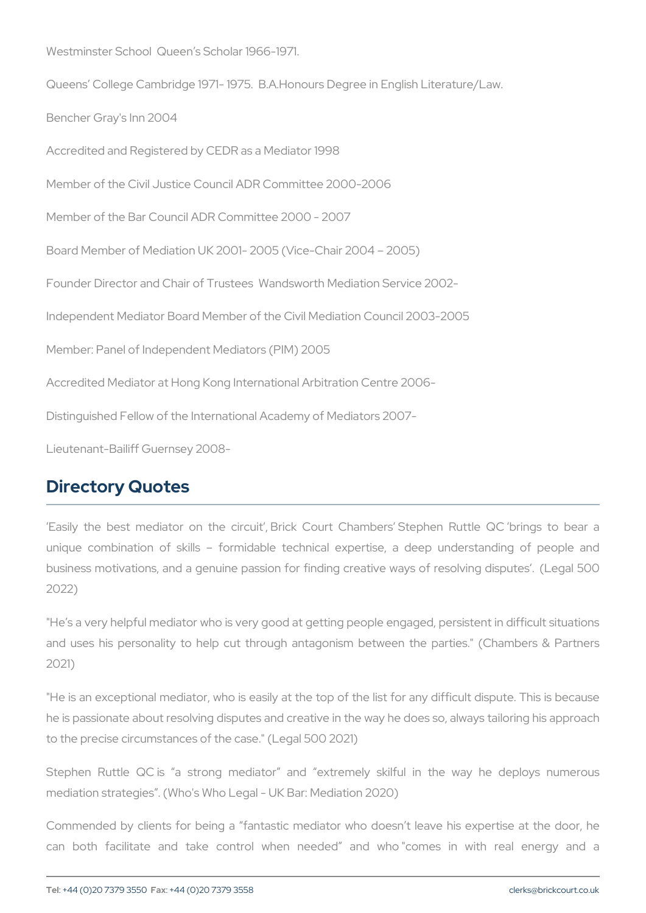Westminster School  Queen's Scholar 1966-1971.

Queens' College Cambridge 1971- 1975.  B.A.Honours Degree in English Literature/Law.

Bencher Gray's Inn 2004

Accredited and Registered by CEDR as a Mediator 1998

Member of the Civil Justice Council ADR Committee 2000-2006

Member of the Bar Council ADR Committee 2000 - 2007

Board Member of Mediation UK 2001- 2005 (Vice-Chair 2004 – 2005)

Founder Director and Chair of Trustees  Wandsworth Mediation Service 2002-

Independent Mediator Board Member of the Civil Mediation Council 2003-2005

Member: Panel of Independent Mediators (PIM) 2005

Accredited Mediator at Hong Kong International Arbitration Centre 2006-

Distinguished Fellow of the International Academy of Mediators 2007-

Lieutenant-Bailiff Guernsey 2008-

## Directory Quotes

'Easily the best mediator on the circuit', Brick Court Chambers' Stephen Ruttle QC 'brings to bear a unique combination of skills – formidable technical expertise, a deep understanding of people and business motivations, and a genuine passion for finding creative ways of resolving disputes'. (Legal 500 2022)

"He's a very helpful mediator who is very good at getting people engaged, persistent in difficult situations and uses his personality to help cut through antagonism between the parties." (Chambers & Partners 2021)

"He is an exceptional mediator, who is easily at the top of the list for any difficult dispute. This is because he is passionate about resolving disputes and creative in the way he does so, always tailoring his approach to the precise circumstances of the case." (Legal 500 2021)

Stephen Ruttle QC is "a strong mediator" and "extremely skilful in the way he deploys numerous mediation strategies". (Who's Who Legal - UK Bar: Mediation 2020)

Commended by clients for being a "fantastic mediator who doesn't leave his expertise at the door, he can both facilitate and take control when needed" and who "comes in with real energy and a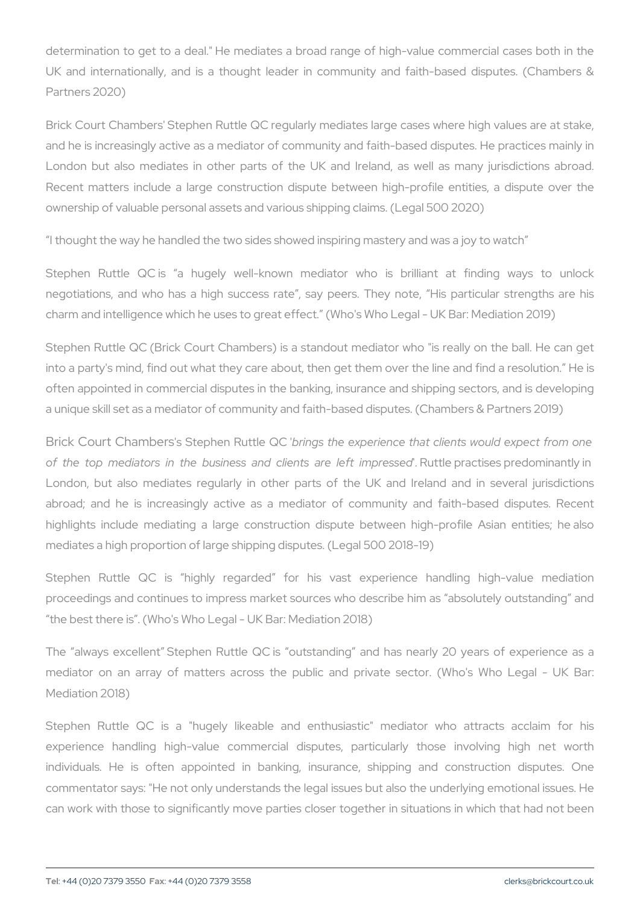determination to get to a deal." He mediates a broad range of high-value commercial cases both in the UK and internationally, and is a thought leader in community and faith-based disputes. (Chambers & Partners 2020)

Brick Court Chambers' Stephen Ruttle QC regularly mediates large cases where high values are at stake, and he is increasingly active as a mediator of community and faith-based disputes. He practices mainly in London but also mediates in other parts of the UK and Ireland, as well as many jurisdictions abroad. Recent matters include a large construction dispute between high-profile entities, a dispute over the ownership of valuable personal assets and various shipping claims. (Legal 500 2020)

"I thought the way he handled the two sides showed inspiring mastery and was a joy to watch"

Stephen Ruttle QC is "a hugely well-known mediator who is brilliant at finding ways to unlock negotiations, and who has a high success rate", say peers. They note, "His particular strengths are his charm and intelligence which he uses to great effect." (Who's Who Legal - UK Bar: Mediation 2019)

Stephen Ruttle QC (Brick Court Chambers) is a standout mediator who "is really on the ball. He can get into a party's mind, find out what they care about, then get them over the line and find a resolution." He is often appointed in commercial disputes in the banking, insurance and shipping sectors, and is developing a unique skill set as a mediator of community and faith-based disputes. (Chambers & Partners 2019)

Brick Court Chambers's Stephen Ruttle QC '*brings the experience that clients would expect from one of the top mediators in the business and clients are left impressed*'. Ruttle practises predominantly in London, but also mediates regularly in other parts of the UK and Ireland and in several jurisdictions abroad; and he is increasingly active as a mediator of community and faith-based disputes. Recent highlights include mediating a large construction dispute between high-profile Asian entities; he also mediates a high proportion of large shipping disputes. (Legal 500 2018-19)

Stephen Ruttle QC is "highly regarded" for his vast experience handling high-value mediation proceedings and continues to impress market sources who describe him as "absolutely outstanding" and "the best there is". (Who's Who Legal - UK Bar: Mediation 2018)

The "always excellent" Stephen Ruttle QC is "outstanding" and has nearly 20 years of experience as a mediator on an array of matters across the public and private sector. (Who's Who Legal - UK Bar: Mediation 2018)

Stephen Ruttle QC is a "hugely likeable and enthusiastic" mediator who attracts acclaim for his experience handling high-value commercial disputes, particularly those involving high net worth individuals. He is often appointed in banking, insurance, shipping and construction disputes. One commentator says: "He not only understands the legal issues but also the underlying emotional issues. He can work with those to significantly move parties closer together in situations in which that had not been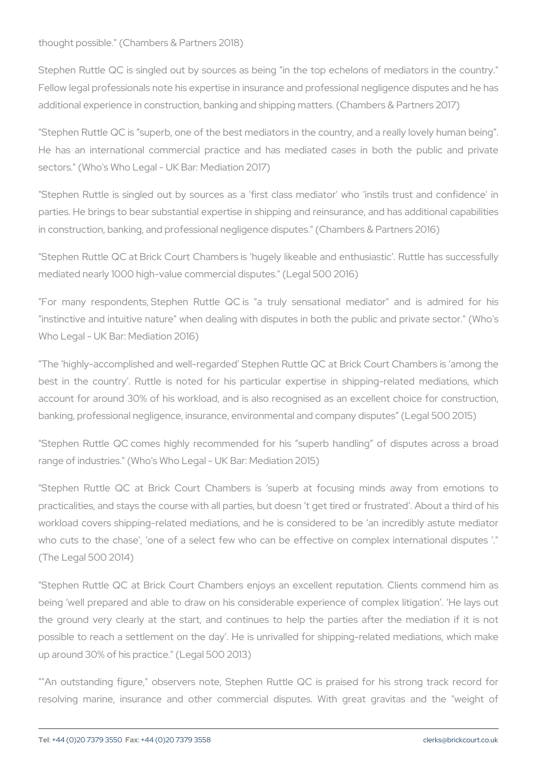thought possible." (Chambers & Partners 2018)

Stephen Ruttle QC is singled out by sources as being "in the top echelons of mediators in the country." Fellow legal professionals note his expertise in insurance and professional negligence disputes and he has additional experience in construction, banking and shipping matters. (Chambers & Partners 2017)

"Stephen Ruttle QC is "superb, one of the best mediators in the country, and a really lovely human being". He has an international commercial practice and has mediated cases in both the public and private sectors." (Who's Who Legal - UK Bar: Mediation 2017)

"Stephen Ruttle is singled out by sources as a 'first class mediator' who 'instils trust and confidence' in parties. He brings to bear substantial expertise in shipping and reinsurance, and has additional capabilities in construction, banking, and professional negligence disputes." (Chambers & Partners 2016)

"Stephen Ruttle QC at Brick Court Chambers is 'hugely likeable and enthusiastic'. Ruttle has successfully mediated nearly 1000 high-value commercial disputes." (Legal 500 2016)

"For many respondents, Stephen Ruttle QC is "a truly sensational mediator" and is admired for his "instinctive and intuitive nature" when dealing with disputes in both the public and private sector." (Who's Who Legal - UK Bar: Mediation 2016)

"The 'highly-accomplished and well-regarded' Stephen Ruttle QC at Brick Court Chambers is 'among the best in the country'. Ruttle is noted for his particular expertise in shipping-related mediations, which account for around 30% of his workload, and is also recognised as an excellent choice for construction, banking, professional negligence, insurance, environmental and company disputes" (Legal 500 2015)

"Stephen Ruttle QC comes highly recommended for his "superb handling" of disputes across a broad range of industries." (Who's Who Legal - UK Bar: Mediation 2015)

"Stephen Ruttle QC at Brick Court Chambers is 'superb at focusing minds away from emotions to practicalities, and stays the course with all parties, but doesn 't get tired or frustrated'. About a third of his workload covers shipping-related mediations, and he is considered to be 'an incredibly astute mediator who cuts to the chase', 'one of a select few who can be effective on complex international disputes '." (The Legal 500 2014)

"Stephen Ruttle QC at Brick Court Chambers enjoys an excellent reputation. Clients commend him as being 'well prepared and able to draw on his considerable experience of complex litigation'. 'He lays out the ground very clearly at the start, and continues to help the parties after the mediation if it is not possible to reach a settlement on the day'. He is unrivalled for shipping-related mediations, which make up around 30% of his practice." (Legal 500 2013)

""An outstanding figure," observers note, Stephen Ruttle QC is praised for his strong track record for resolving marine, insurance and other commercial disputes. With great gravitas and the "weight of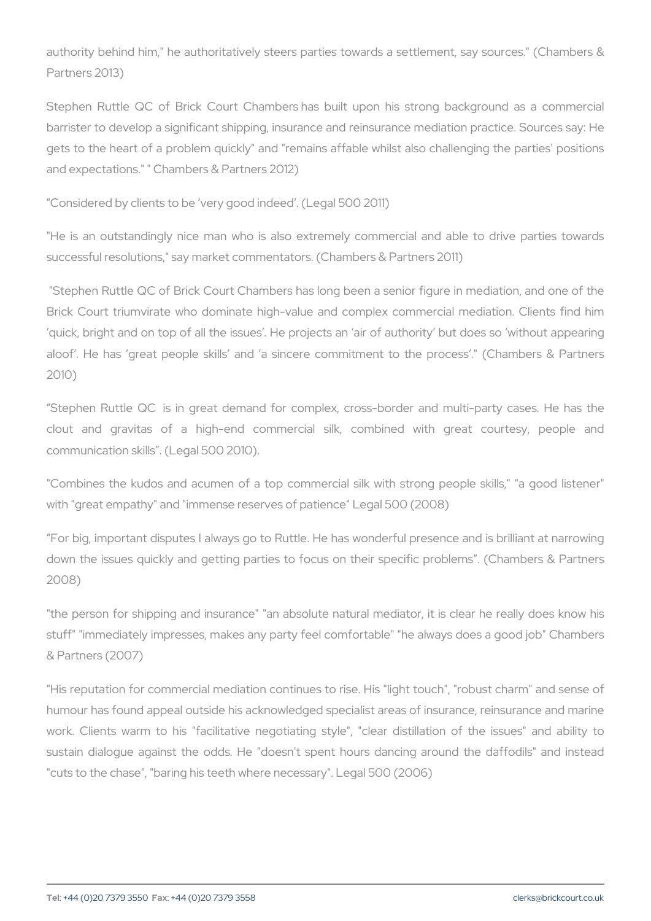authority behind him," he authoritatively steers parties towards a settlement, say sources." (Chambers & Partners 2013)

Stephen Ruttle QC of Brick Court Chambers has built upon his strong background as a commercial barrister to develop a significant shipping, insurance and reinsurance mediation practice. Sources say: He gets to the heart of a problem quickly" and "remains affable whilst also challenging the parties' positions and expectations." " Chambers & Partners 2012)

"Considered by clients to be 'very good indeed'. (Legal 500 2011)

"He is an outstandingly nice man who is also extremely commercial and able to drive parties towards successful resolutions," say market commentators. (Chambers & Partners 2011)

"Stephen Ruttle QC of Brick Court Chambers has long been a senior figure in mediation, and one of the Brick Court triumvirate who dominate high-value and complex commercial mediation. Clients find him 'quick, bright and on top of all the issues'. He projects an 'air of authority' but does so 'without appearing aloof'. He has 'great people skills' and 'a sincere commitment to the process'." (Chambers & Partners 2010)

"Stephen Ruttle QC is in great demand for complex, cross-border and multi-party cases. He has the clout and gravitas of a high-end commercial silk, combined with great courtesy, people and communication skills". (Legal 500 2010).

"Combines the kudos and acumen of a top commercial silk with strong people skills," "a good listener" with "great empathy" and "immense reserves of patience" Legal 500 (2008)

"For big, important disputes I always go to Ruttle. He has wonderful presence and is brilliant at narrowing down the issues quickly and getting parties to focus on their specific problems". (Chambers & Partners 2008)

"the person for shipping and insurance" "an absolute natural mediator, it is clear he really does know his stuff" "immediately impresses, makes any party feel comfortable" "he always does a good job" Chambers & Partners (2007)

"His reputation for commercial mediation continues to rise. His "light touch", "robust charm" and sense of humour has found appeal outside his acknowledged specialist areas of insurance, reinsurance and marine work. Clients warm to his "facilitative negotiating style", "clear distillation of the issues" and ability to sustain dialogue against the odds. He "doesn't spent hours dancing around the daffodils" and instead "cuts to the chase", "baring his teeth where necessary". Legal 500 (2006)